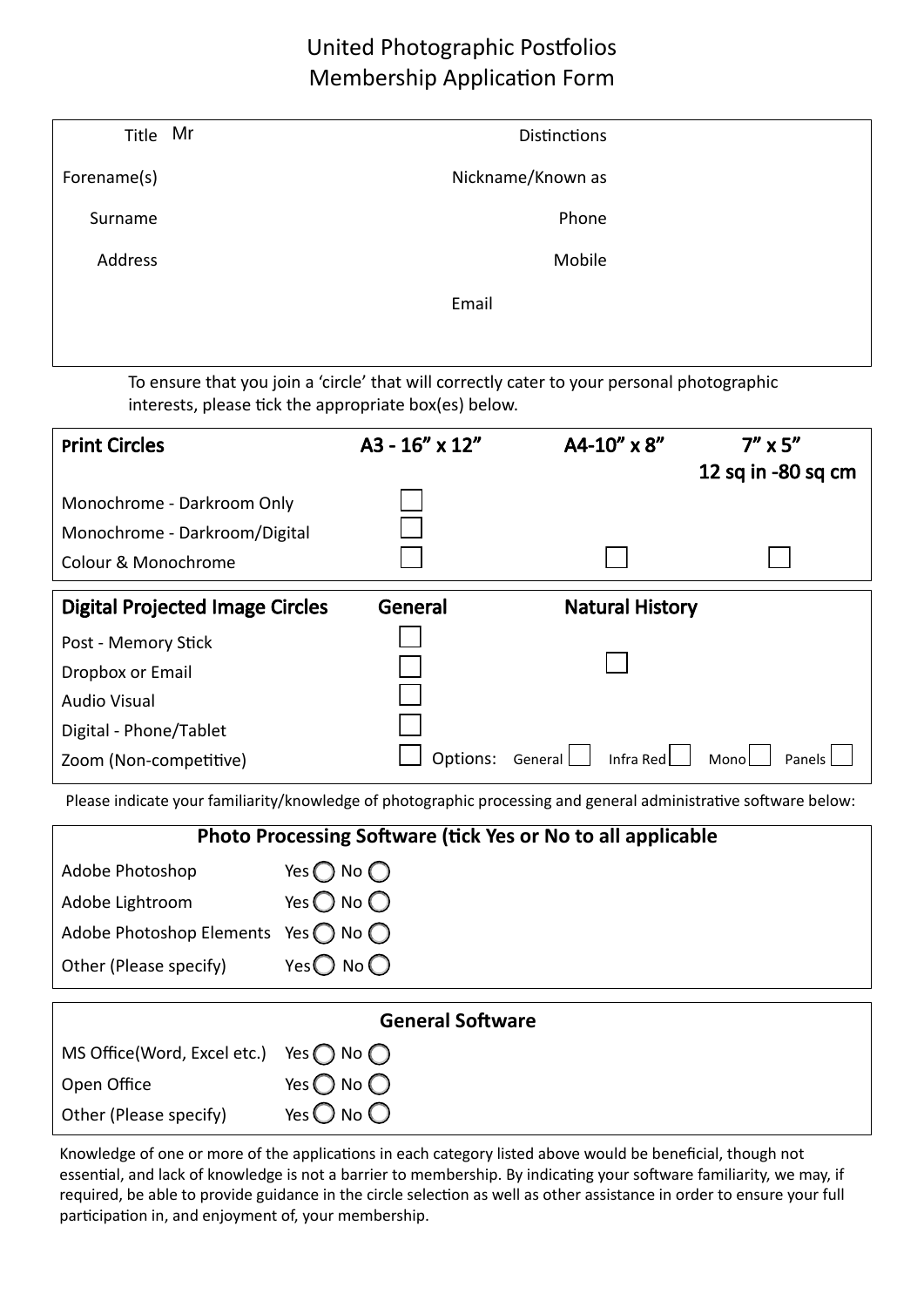# United Photographic Postfolios
## Membership Application Form

| | | | |
|---|---|---|---|
| Title | Mr | Distinctions | |
| Forename(s) | | Nickname/Known as | |
| Surname | | Phone | |
| Address | | Mobile | |
| | | Email | |

To ensure that you join a 'circle' that will correctly cater to your personal photographic interests, please tick the appropriate box(es) below.

| **Print Circles** | **A3 - 16" x 12"** | **A4-10" x 8"** | **7" x 5" 12 sq in -80 sq cm** |
|---|---|---|---|
| Monochrome - Darkroom Only | ☐ | | |
| Monochrome - Darkroom/Digital | ☐ | | |
| Colour & Monochrome | ☐ | ☐ | ☐ |

| **Digital Projected Image Circles** | **General** | **Natural History** |
|---|---|---|
| Post - Memory Stick | ☐ | |
| Dropbox or Email | ☐ | ☐ |
| Audio Visual | ☐ | |
| Digital - Phone/Tablet | ☐ | |
| Zoom (Non-competitive) | ☐ Options: General ☐ Infra Red ☐ Mono ☐ Panels ☐ | |

Please indicate your familiarity/knowledge of photographic processing and general administrative software below:

| **Photo Processing Software (tick Yes or No to all applicable** | |
|---|---|
| Adobe Photoshop | Yes ◯ No ◯ |
| Adobe Lightroom | Yes ◯ No ◯ |
| Adobe Photoshop Elements | Yes ◯ No ◯ |
| Other (Please specify) | Yes ◯ No ◯ |

| **General Software** | |
|---|---|
| MS Office(Word, Excel etc.) | Yes ◯ No ◯ |
| Open Office | Yes ◯ No ◯ |
| Other (Please specify) | Yes ◯ No ◯ |

Knowledge of one or more of the applications in each category listed above would be beneficial, though not essential, and lack of knowledge is not a barrier to membership. By indicating your software familiarity, we may, if required, be able to provide guidance in the circle selection as well as other assistance in order to ensure your full participation in, and enjoyment of, your membership.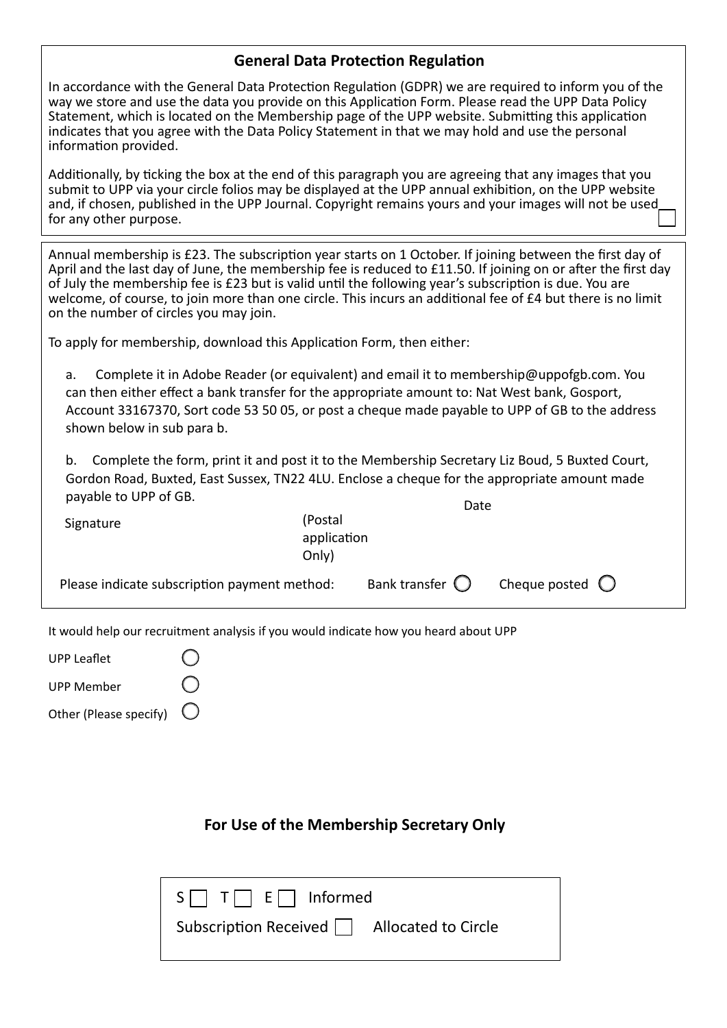## General Data Protection Regulation

In accordance with the General Data Protection Regulation (GDPR) we are required to inform you of the way we store and use the data you provide on this Application Form. Please read the UPP Data Policy Statement, which is located on the Membership page of the UPP website. Submitting this application indicates that you agree with the Data Policy Statement in that we may hold and use the personal information provided.

Additionally, by ticking the box at the end of this paragraph you are agreeing that any images that you submit to UPP via your circle folios may be displayed at the UPP annual exhibition, on the UPP website and, if chosen, published in the UPP Journal. Copyright remains yours and your images will not be used for any other purpose. ☐

Annual membership is £23. The subscription year starts on 1 October. If joining between the first day of April and the last day of June, the membership fee is reduced to £11.50. If joining on or after the first day of July the membership fee is £23 but is valid until the following year's subscription is due. You are welcome, of course, to join more than one circle. This incurs an additional fee of £4 but there is no limit on the number of circles you may join.

To apply for membership, download this Application Form, then either:

a. Complete it in Adobe Reader (or equivalent) and email it to membership@uppofgb.com. You can then either effect a bank transfer for the appropriate amount to: Nat West bank, Gosport, Account 33167370, Sort code 53 50 05, or post a cheque made payable to UPP of GB to the address shown below in sub para b.

b. Complete the form, print it and post it to the Membership Secretary Liz Boud, 5 Buxted Court, Gordon Road, Buxted, East Sussex, TN22 4LU. Enclose a cheque for the appropriate amount made payable to UPP of GB.

Signature (Postal application Only) Date

Please indicate subscription payment method: Bank transfer ◯ Cheque posted ◯

It would help our recruitment analysis if you would indicate how you heard about UPP

UPP Leaflet ◯

UPP Member ◯

Other (Please specify) ◯

### For Use of the Membership Secretary Only

S ☐ T ☐ E ☐ Informed

Subscription Received ☐ Allocated to Circle